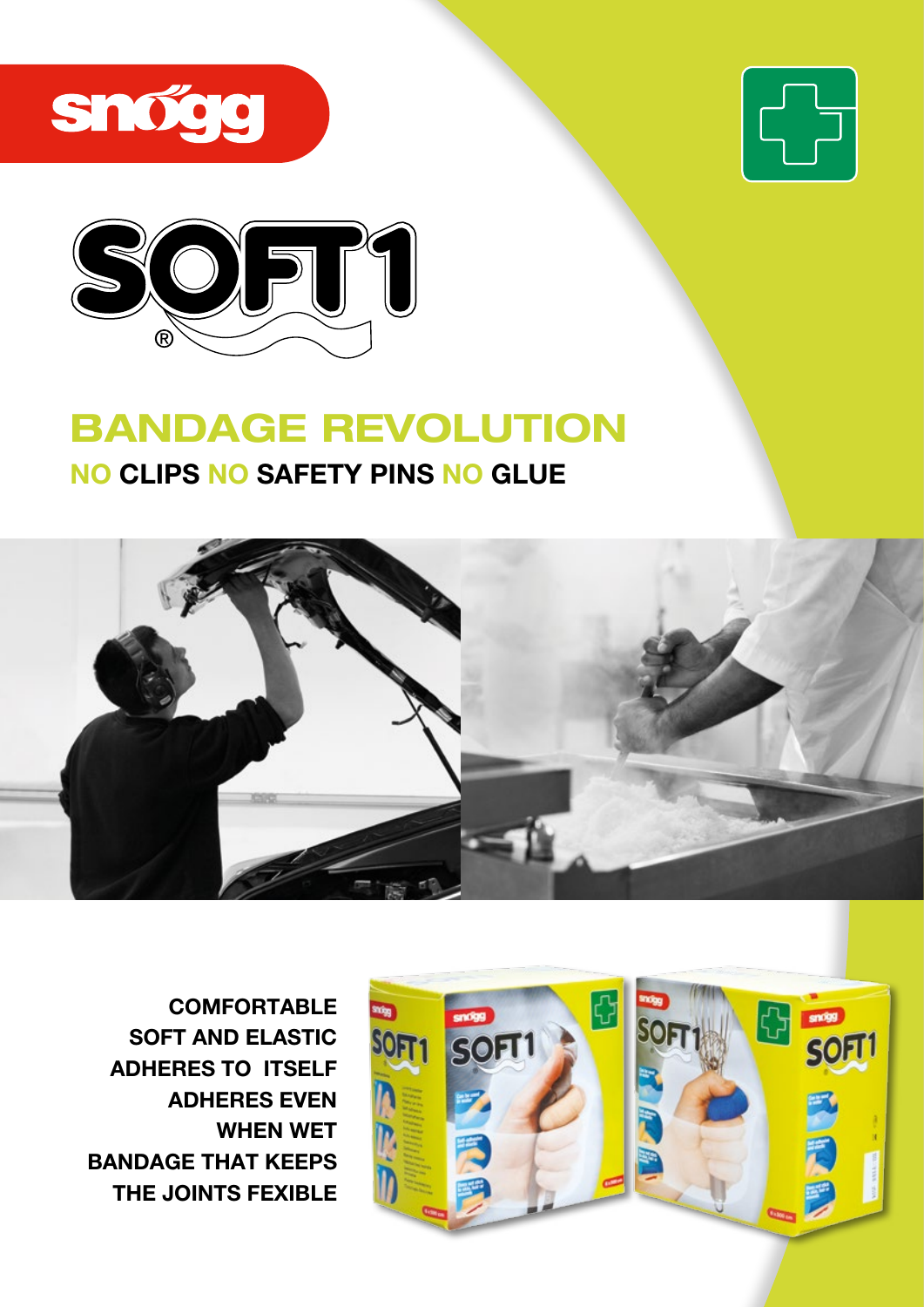snögg

SOFT1®

# BANDAGE REVOLUTION

## NO CLIPS NO SAFETY PINS NO GLUE

**COMFORTABLE**
**SOFT AND ELASTIC**
**ADHERES TO ITSELF**
**ADHERES EVEN WHEN WET**
**BANDAGE THAT KEEPS THE JOINTS FEXIBLE**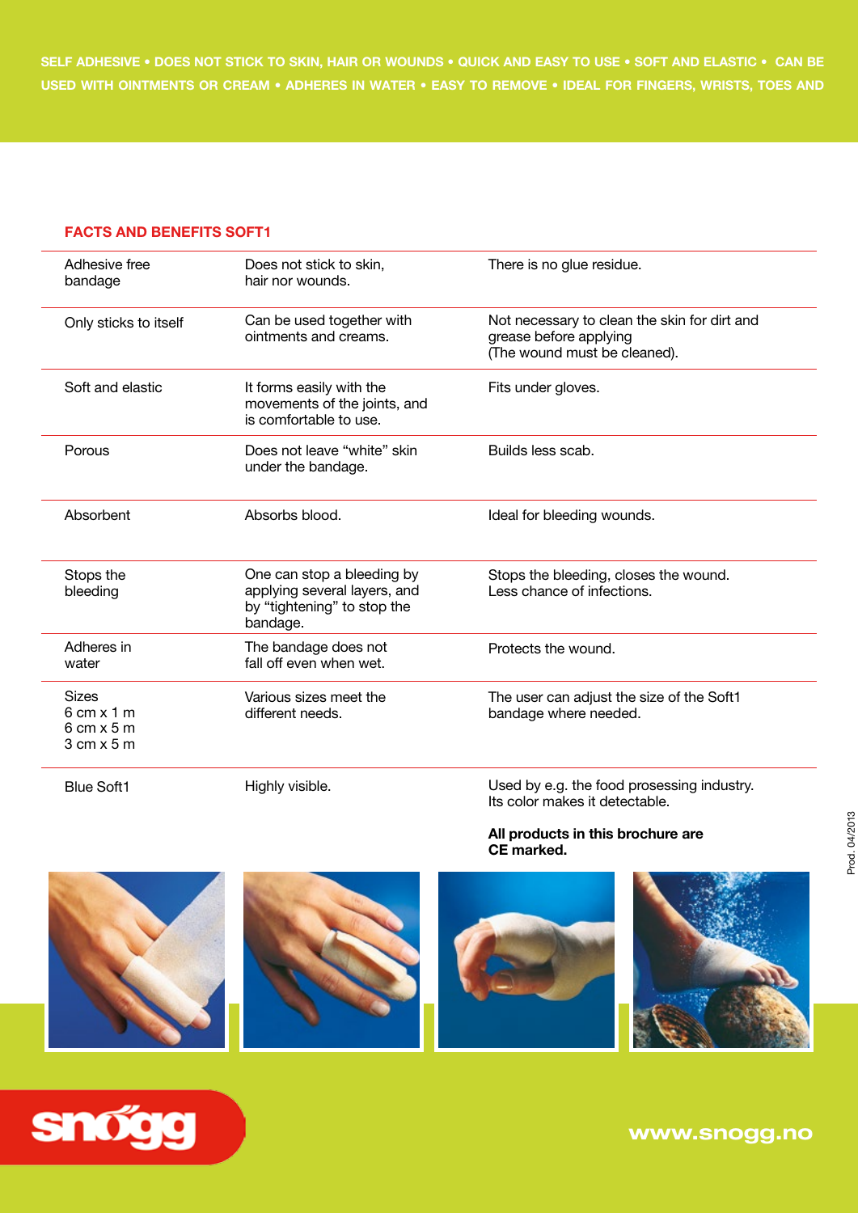SELF ADHESIVE • DOES NOT STICK TO SKIN, HAIR OR WOUNDS • QUICK AND EASY TO USE • SOFT AND ELASTIC • CAN BE USED WITH OINTMENTS OR CREAM • ADHERES IN WATER • EASY TO REMOVE • IDEAL FOR FINGERS, WRISTS, TOES AND

## FACTS AND BENEFITS SOFT1

| | | |
|---|---|---|
| Adhesive free bandage | Does not stick to skin, hair nor wounds. | There is no glue residue. |
| Only sticks to itself | Can be used together with ointments and creams. | Not necessary to clean the skin for dirt and grease before applying (The wound must be cleaned). |
| Soft and elastic | It forms easily with the movements of the joints, and is comfortable to use. | Fits under gloves. |
| Porous | Does not leave "white" skin under the bandage. | Builds less scab. |
| Absorbent | Absorbs blood. | Ideal for bleeding wounds. |
| Stops the bleeding | One can stop a bleeding by applying several layers, and by "tightening" to stop the bandage. | Stops the bleeding, closes the wound. Less chance of infections. |
| Adheres in water | The bandage does not fall off even when wet. | Protects the wound. |
| Sizes<br>6 cm x 1 m<br>6 cm x 5 m<br>3 cm x 5 m | Various sizes meet the different needs. | The user can adjust the size of the Soft1 bandage where needed. |
| Blue Soft1 | Highly visible. | Used by e.g. the food prosessing industry. Its color makes it detectable. |

**All products in this brochure are CE marked.**

Prod. 04/2013

snögg

www.snogg.no